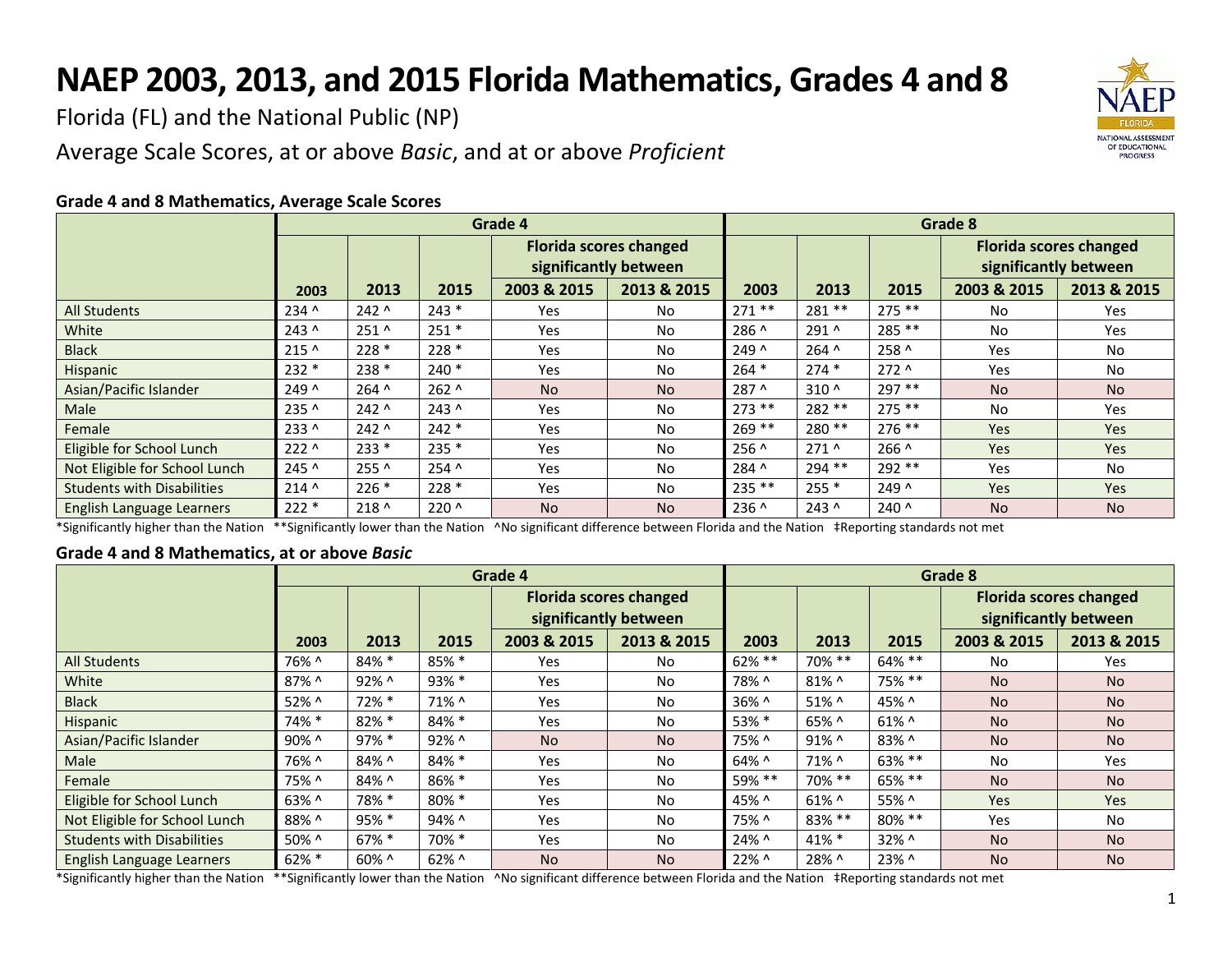# NAEP 2003, 2013, and 2015 Florida Mathematics, Grades 4 and 8

Florida (FL) and the National Public (NP)

Average Scale Scores, at or above *Basic*, and at or above *Proficient*

### Grade 4 and 8 Mathematics, Average Scale Scores

| | Grade 4 | | | | | Grade 8 | | | | |
|---|---|---|---|---|---|---|---|---|---|---|
| | | | | Florida scores changed significantly between | | | | | Florida scores changed significantly between | |
| | 2003 | 2013 | 2015 | 2003 & 2015 | 2013 & 2015 | 2003 | 2013 | 2015 | 2003 & 2015 | 2013 & 2015 |
| All Students | 234 ^ | 242 ^ | 243 * | Yes | No | 271 ** | 281 ** | 275 ** | No | Yes |
| White | 243 ^ | 251 ^ | 251 * | Yes | No | 286 ^ | 291 ^ | 285 ** | No | Yes |
| Black | 215 ^ | 228 * | 228 * | Yes | No | 249 ^ | 264 ^ | 258 ^ | Yes | No |
| Hispanic | 232 * | 238 * | 240 * | Yes | No | 264 * | 274 * | 272 ^ | Yes | No |
| Asian/Pacific Islander | 249 ^ | 264 ^ | 262 ^ | No | No | 287 ^ | 310 ^ | 297 ** | No | No |
| Male | 235 ^ | 242 ^ | 243 ^ | Yes | No | 273 ** | 282 ** | 275 ** | No | Yes |
| Female | 233 ^ | 242 ^ | 242 * | Yes | No | 269 ** | 280 ** | 276 ** | Yes | Yes |
| Eligible for School Lunch | 222 ^ | 233 * | 235 * | Yes | No | 256 ^ | 271 ^ | 266 ^ | Yes | Yes |
| Not Eligible for School Lunch | 245 ^ | 255 ^ | 254 ^ | Yes | No | 284 ^ | 294 ** | 292 ** | Yes | No |
| Students with Disabilities | 214 ^ | 226 * | 228 * | Yes | No | 235 ** | 255 * | 249 ^ | Yes | Yes |
| English Language Learners | 222 * | 218 ^ | 220 ^ | No | No | 236 ^ | 243 ^ | 240 ^ | No | No |

*Significantly higher than the Nation **Significantly lower than the Nation ^No significant difference between Florida and the Nation ‡Reporting standards not met

### Grade 4 and 8 Mathematics, at or above *Basic*

| | Grade 4 | | | | | Grade 8 | | | | |
|---|---|---|---|---|---|---|---|---|---|---|
| | | | | Florida scores changed significantly between | | | | | Florida scores changed significantly between | |
| | 2003 | 2013 | 2015 | 2003 & 2015 | 2013 & 2015 | 2003 | 2013 | 2015 | 2003 & 2015 | 2013 & 2015 |
| All Students | 76% ^ | 84% * | 85% * | Yes | No | 62% ** | 70% ** | 64% ** | No | Yes |
| White | 87% ^ | 92% ^ | 93% * | Yes | No | 78% ^ | 81% ^ | 75% ** | No | No |
| Black | 52% ^ | 72% * | 71% ^ | Yes | No | 36% ^ | 51% ^ | 45% ^ | No | No |
| Hispanic | 74% * | 82% * | 84% * | Yes | No | 53% * | 65% ^ | 61% ^ | No | No |
| Asian/Pacific Islander | 90% ^ | 97% * | 92% ^ | No | No | 75% ^ | 91% ^ | 83% ^ | No | No |
| Male | 76% ^ | 84% ^ | 84% * | Yes | No | 64% ^ | 71% ^ | 63% ** | No | Yes |
| Female | 75% ^ | 84% ^ | 86% * | Yes | No | 59% ** | 70% ** | 65% ** | No | No |
| Eligible for School Lunch | 63% ^ | 78% * | 80% * | Yes | No | 45% ^ | 61% ^ | 55% ^ | Yes | Yes |
| Not Eligible for School Lunch | 88% ^ | 95% * | 94% ^ | Yes | No | 75% ^ | 83% ** | 80% ** | Yes | No |
| Students with Disabilities | 50% ^ | 67% * | 70% * | Yes | No | 24% ^ | 41% * | 32% ^ | No | No |
| English Language Learners | 62% * | 60% ^ | 62% ^ | No | No | 22% ^ | 28% ^ | 23% ^ | No | No |

*Significantly higher than the Nation **Significantly lower than the Nation ^No significant difference between Florida and the Nation ‡Reporting standards not met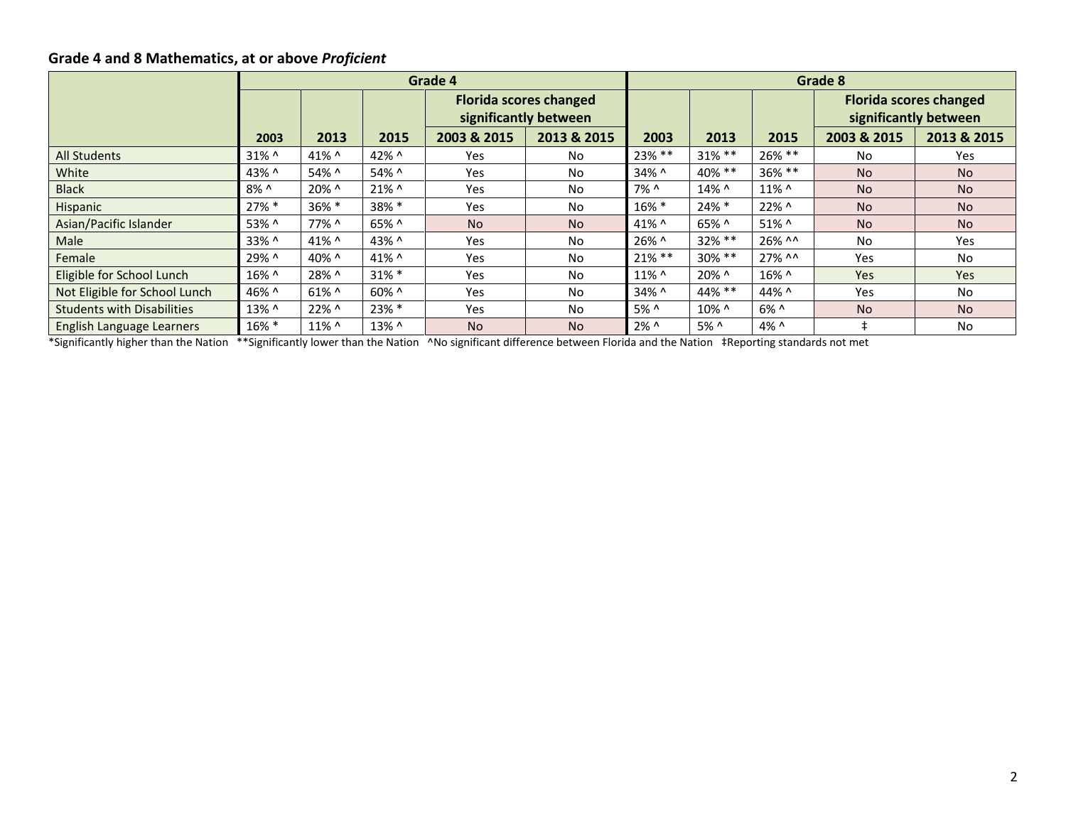### Grade 4 and 8 Mathematics, at or above *Proficient*

| | Grade 4 | | | | | Grade 8 | | | | |
|---|---|---|---|---|---|---|---|---|---|---|
| | | | | Florida scores changed significantly between | | | | | Florida scores changed significantly between | |
| | 2003 | 2013 | 2015 | 2003 & 2015 | 2013 & 2015 | 2003 | 2013 | 2015 | 2003 & 2015 | 2013 & 2015 |
| All Students | 31% ^ | 41% ^ | 42% ^ | Yes | No | 23% ** | 31% ** | 26% ** | No | Yes |
| White | 43% ^ | 54% ^ | 54% ^ | Yes | No | 34% ^ | 40% ** | 36% ** | No | No |
| Black | 8% ^ | 20% ^ | 21% ^ | Yes | No | 7% ^ | 14% ^ | 11% ^ | No | No |
| Hispanic | 27% * | 36% * | 38% * | Yes | No | 16% * | 24% * | 22% ^ | No | No |
| Asian/Pacific Islander | 53% ^ | 77% ^ | 65% ^ | No | No | 41% ^ | 65% ^ | 51% ^ | No | No |
| Male | 33% ^ | 41% ^ | 43% ^ | Yes | No | 26% ^ | 32% ** | 26% ^^ | No | Yes |
| Female | 29% ^ | 40% ^ | 41% ^ | Yes | No | 21% ** | 30% ** | 27% ^^ | Yes | No |
| Eligible for School Lunch | 16% ^ | 28% ^ | 31% * | Yes | No | 11% ^ | 20% ^ | 16% ^ | Yes | Yes |
| Not Eligible for School Lunch | 46% ^ | 61% ^ | 60% ^ | Yes | No | 34% ^ | 44% ** | 44% ^ | Yes | No |
| Students with Disabilities | 13% ^ | 22% ^ | 23% * | Yes | No | 5% ^ | 10% ^ | 6% ^ | No | No |
| English Language Learners | 16% * | 11% ^ | 13% ^ | No | No | 2% ^ | 5% ^ | 4% ^ | ‡ | No |

*Significantly higher than the Nation  **Significantly lower than the Nation  ^No significant difference between Florida and the Nation  ‡Reporting standards not met